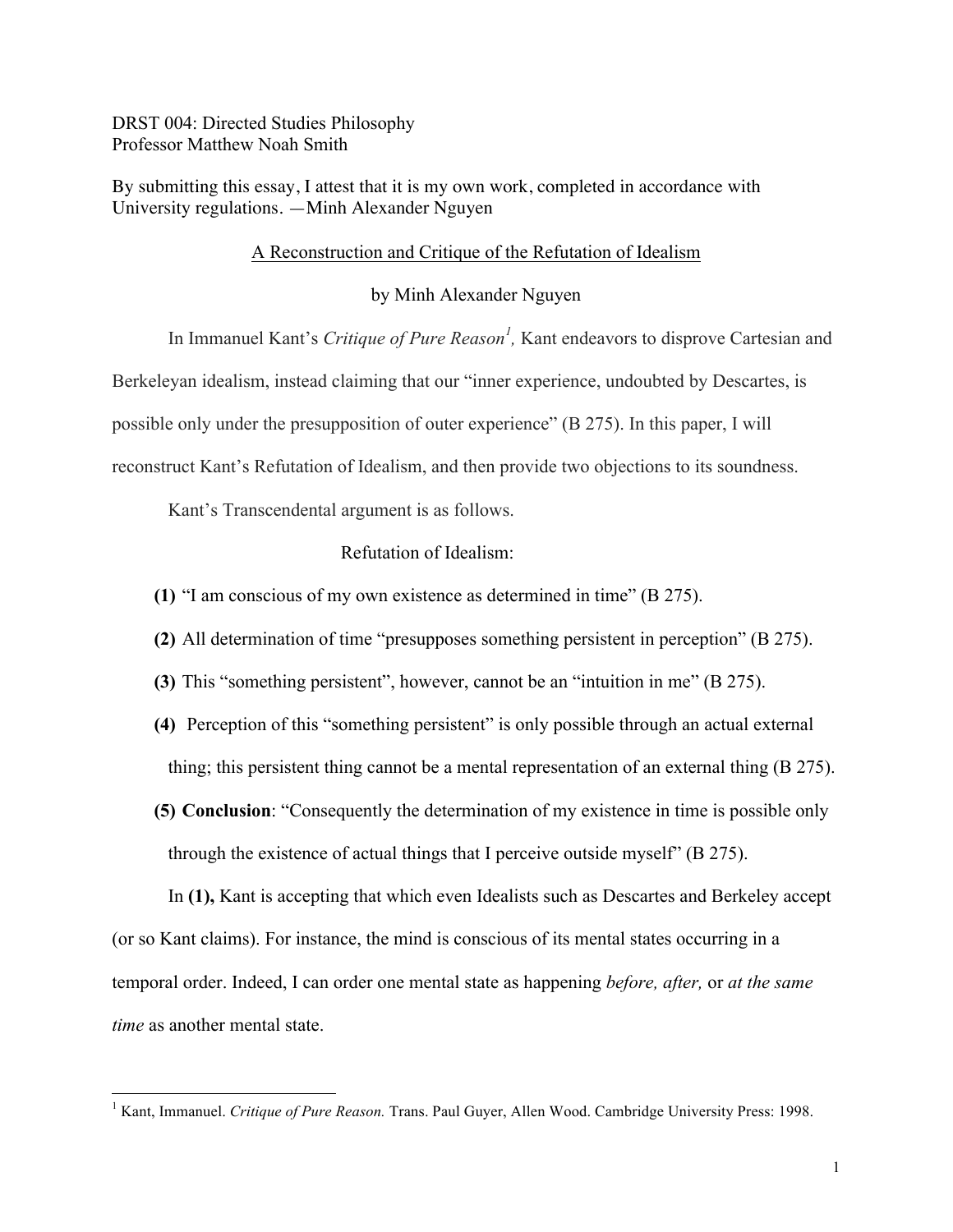DRST 004: Directed Studies Philosophy
Professor Matthew Noah Smith

By submitting this essay, I attest that it is my own work, completed in accordance with University regulations. —Minh Alexander Nguyen

## A Reconstruction and Critique of the Refutation of Idealism

by Minh Alexander Nguyen

In Immanuel Kant's *Critique of Pure Reason*[1], Kant endeavors to disprove Cartesian and Berkeleyan idealism, instead claiming that our "inner experience, undoubted by Descartes, is possible only under the presupposition of outer experience" (B 275). In this paper, I will reconstruct Kant's Refutation of Idealism, and then provide two objections to its soundness.

Kant's Transcendental argument is as follows.

Refutation of Idealism:

**(1)** "I am conscious of my own existence as determined in time" (B 275).

**(2)** All determination of time "presupposes something persistent in perception" (B 275).

**(3)** This "something persistent", however, cannot be an "intuition in me" (B 275).

**(4)** Perception of this "something persistent" is only possible through an actual external thing; this persistent thing cannot be a mental representation of an external thing (B 275).

**(5) Conclusion**: "Consequently the determination of my existence in time is possible only through the existence of actual things that I perceive outside myself" (B 275).

In **(1),** Kant is accepting that which even Idealists such as Descartes and Berkeley accept (or so Kant claims). For instance, the mind is conscious of its mental states occurring in a temporal order. Indeed, I can order one mental state as happening *before, after,* or *at the same time* as another mental state.

[1] Kant, Immanuel. *Critique of Pure Reason.* Trans. Paul Guyer, Allen Wood. Cambridge University Press: 1998.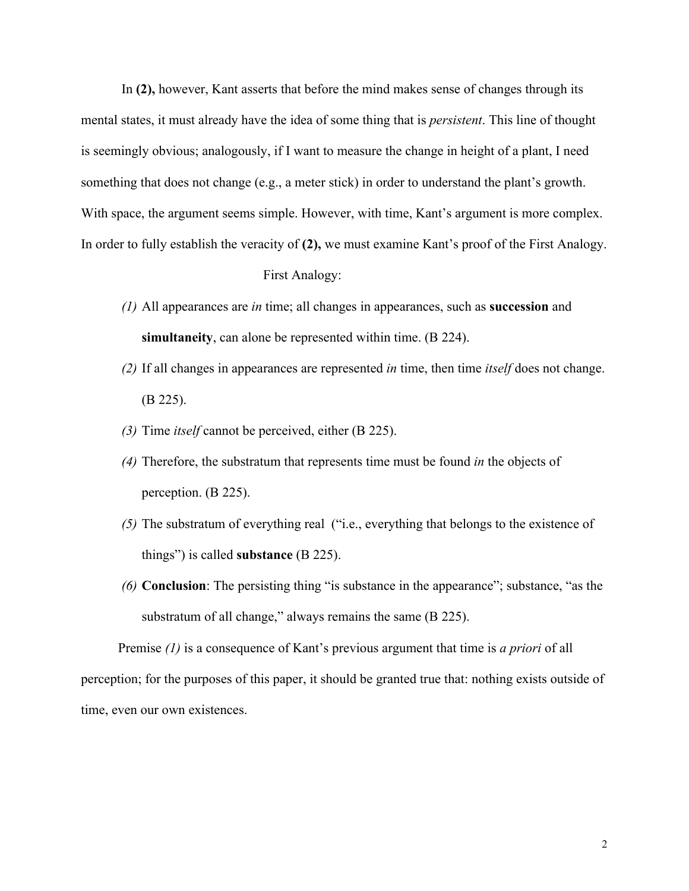In **(2),** however, Kant asserts that before the mind makes sense of changes through its mental states, it must already have the idea of some thing that is *persistent*. This line of thought is seemingly obvious; analogously, if I want to measure the change in height of a plant, I need something that does not change (e.g., a meter stick) in order to understand the plant's growth. With space, the argument seems simple. However, with time, Kant's argument is more complex. In order to fully establish the veracity of **(2),** we must examine Kant's proof of the First Analogy.

First Analogy:

*(1)* All appearances are *in* time; all changes in appearances, such as **succession** and **simultaneity**, can alone be represented within time. (B 224).

*(2)* If all changes in appearances are represented *in* time, then time *itself* does not change. (B 225).

*(3)* Time *itself* cannot be perceived, either (B 225).

*(4)* Therefore, the substratum that represents time must be found *in* the objects of perception. (B 225).

*(5)* The substratum of everything real ("i.e., everything that belongs to the existence of things") is called **substance** (B 225).

*(6)* **Conclusion**: The persisting thing "is substance in the appearance"; substance, "as the substratum of all change," always remains the same (B 225).

Premise *(1)* is a consequence of Kant's previous argument that time is *a priori* of all perception; for the purposes of this paper, it should be granted true that: nothing exists outside of time, even our own existences.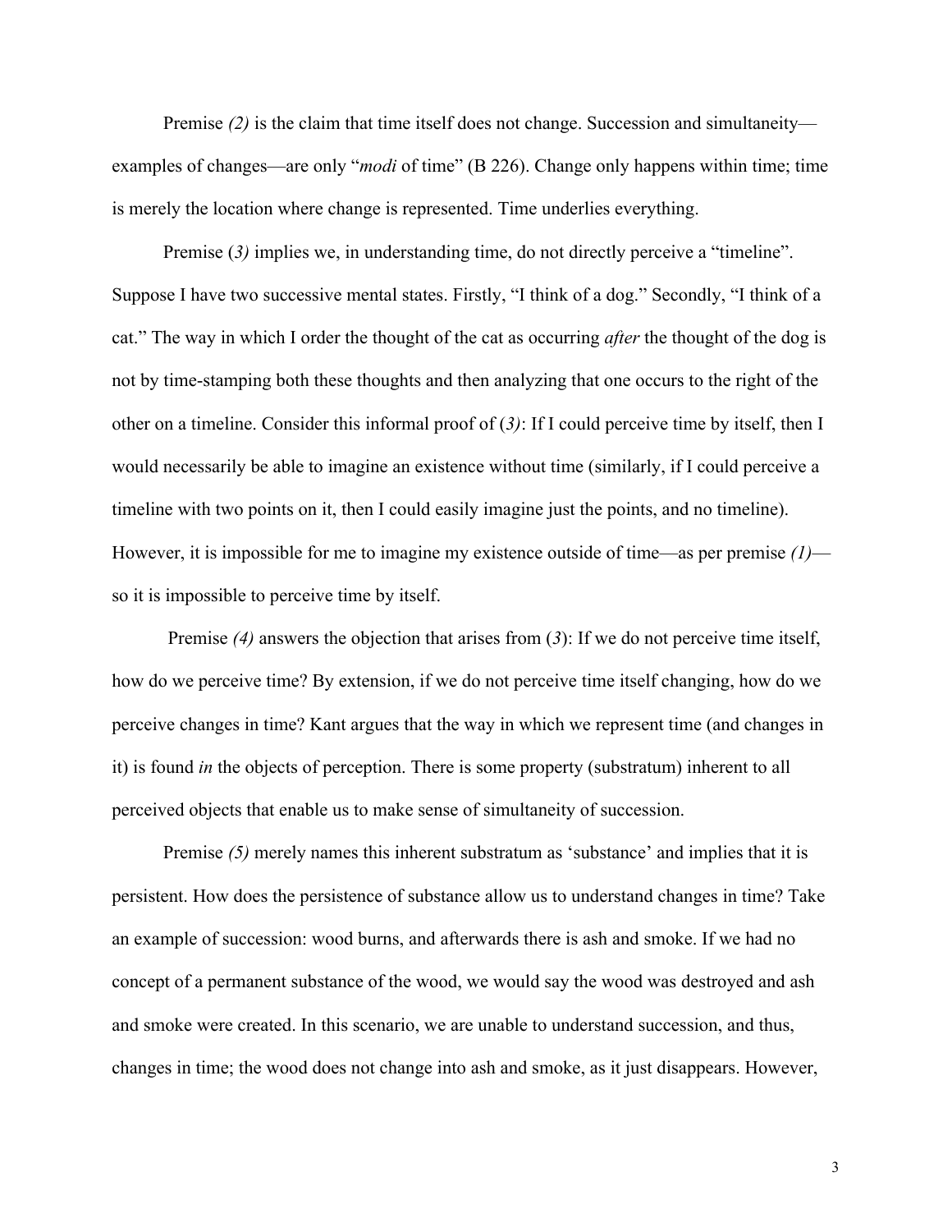Premise *(2)* is the claim that time itself does not change. Succession and simultaneity—examples of changes—are only "*modi* of time" (B 226). Change only happens within time; time is merely the location where change is represented. Time underlies everything.

Premise (*3)* implies we, in understanding time, do not directly perceive a "timeline". Suppose I have two successive mental states. Firstly, "I think of a dog." Secondly, "I think of a cat." The way in which I order the thought of the cat as occurring *after* the thought of the dog is not by time-stamping both these thoughts and then analyzing that one occurs to the right of the other on a timeline. Consider this informal proof of (*3)*: If I could perceive time by itself, then I would necessarily be able to imagine an existence without time (similarly, if I could perceive a timeline with two points on it, then I could easily imagine just the points, and no timeline). However, it is impossible for me to imagine my existence outside of time—as per premise *(1)*—so it is impossible to perceive time by itself.

Premise *(4)* answers the objection that arises from (*3*): If we do not perceive time itself, how do we perceive time? By extension, if we do not perceive time itself changing, how do we perceive changes in time? Kant argues that the way in which we represent time (and changes in it) is found *in* the objects of perception. There is some property (substratum) inherent to all perceived objects that enable us to make sense of simultaneity of succession.

Premise *(5)* merely names this inherent substratum as 'substance' and implies that it is persistent. How does the persistence of substance allow us to understand changes in time? Take an example of succession: wood burns, and afterwards there is ash and smoke. If we had no concept of a permanent substance of the wood, we would say the wood was destroyed and ash and smoke were created. In this scenario, we are unable to understand succession, and thus, changes in time; the wood does not change into ash and smoke, as it just disappears. However,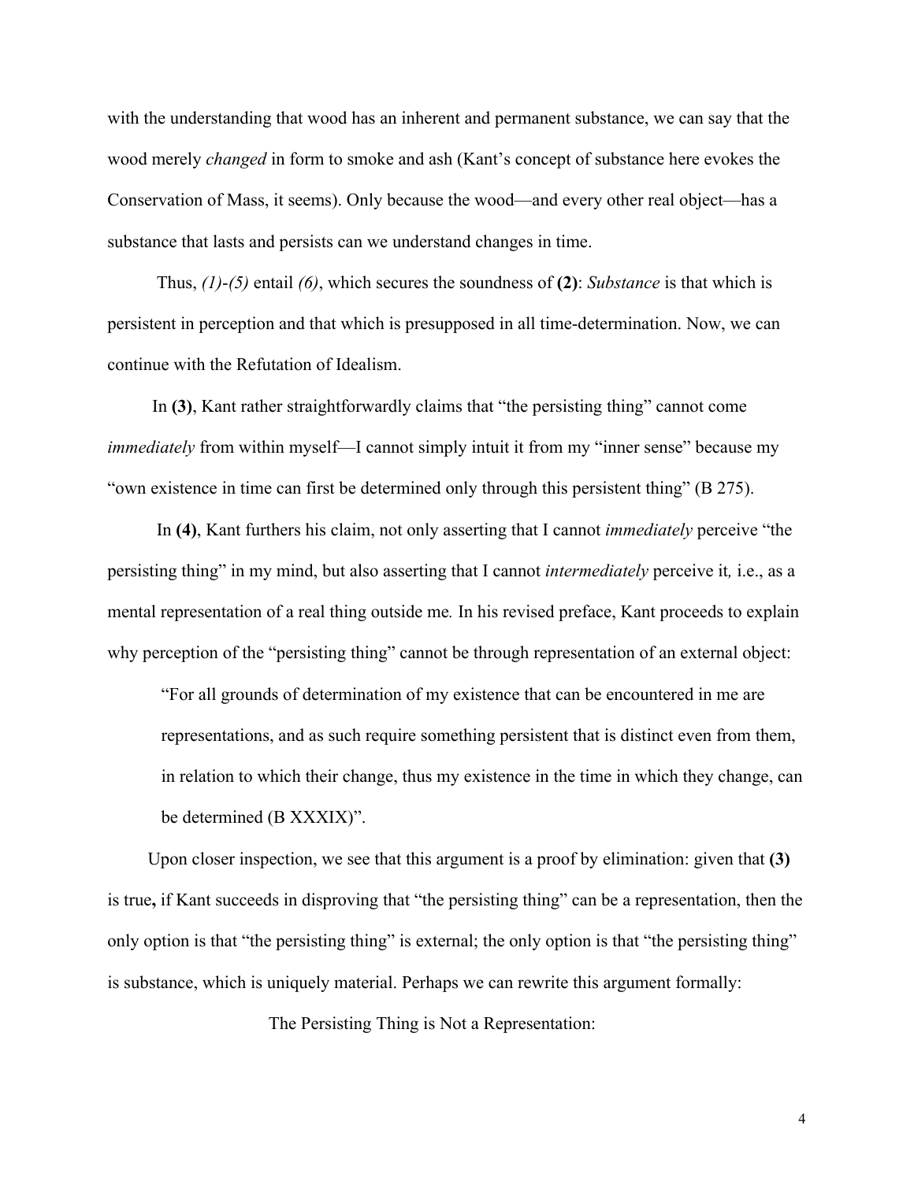with the understanding that wood has an inherent and permanent substance, we can say that the wood merely *changed* in form to smoke and ash (Kant's concept of substance here evokes the Conservation of Mass, it seems). Only because the wood—and every other real object—has a substance that lasts and persists can we understand changes in time.

Thus, *(1)-(5)* entail *(6)*, which secures the soundness of **(2)**: *Substance* is that which is persistent in perception and that which is presupposed in all time-determination. Now, we can continue with the Refutation of Idealism.

In **(3)**, Kant rather straightforwardly claims that "the persisting thing" cannot come *immediately* from within myself—I cannot simply intuit it from my "inner sense" because my "own existence in time can first be determined only through this persistent thing" (B 275).

In **(4)**, Kant furthers his claim, not only asserting that I cannot *immediately* perceive "the persisting thing" in my mind, but also asserting that I cannot *intermediately* perceive it*,* i.e., as a mental representation of a real thing outside me*.* In his revised preface, Kant proceeds to explain why perception of the "persisting thing" cannot be through representation of an external object:

> "For all grounds of determination of my existence that can be encountered in me are representations, and as such require something persistent that is distinct even from them, in relation to which their change, thus my existence in the time in which they change, can be determined (B XXXIX)".

Upon closer inspection, we see that this argument is a proof by elimination: given that **(3)** is true**,** if Kant succeeds in disproving that "the persisting thing" can be a representation, then the only option is that "the persisting thing" is external; the only option is that "the persisting thing" is substance, which is uniquely material. Perhaps we can rewrite this argument formally:

The Persisting Thing is Not a Representation: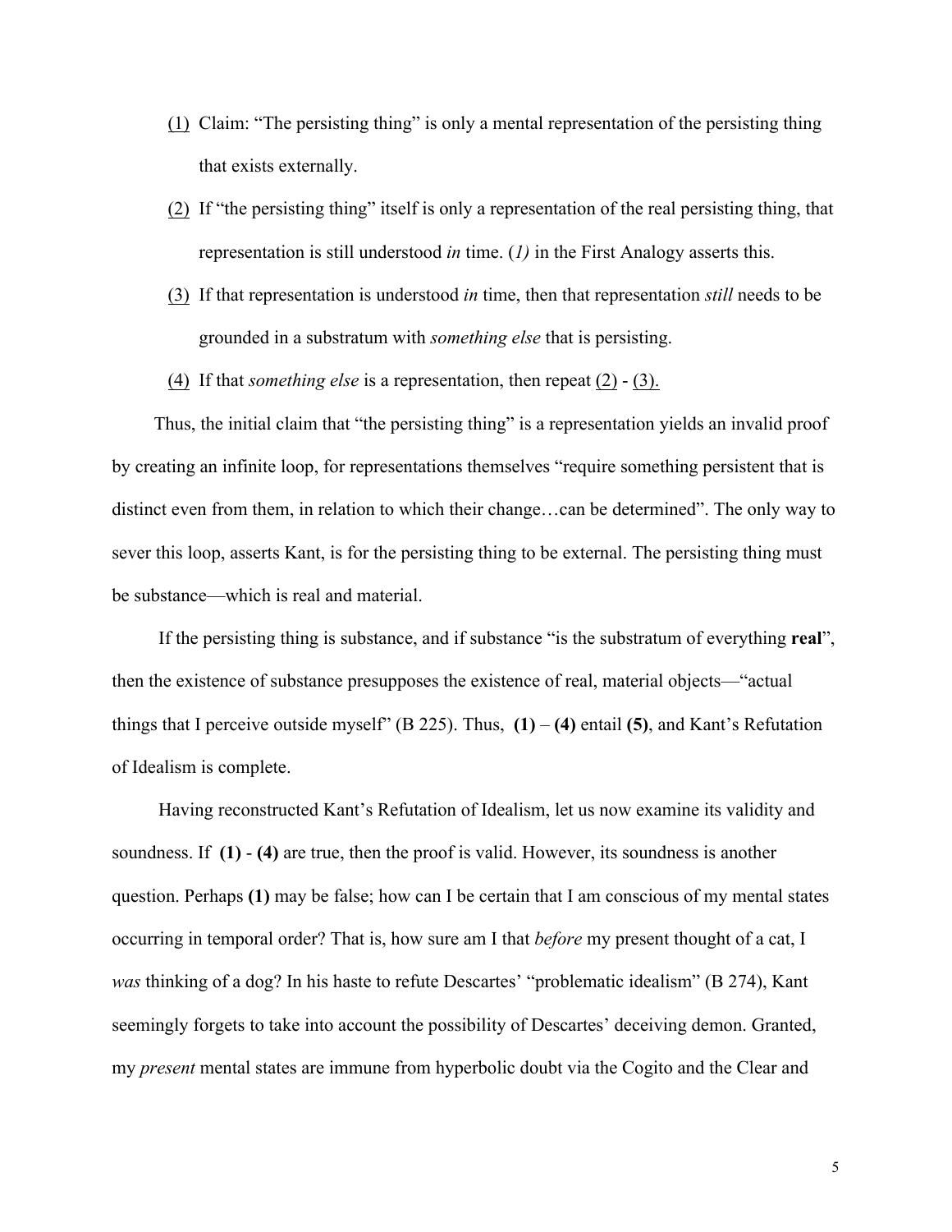1. <u>(1)</u> Claim: "The persisting thing" is only a mental representation of the persisting thing that exists externally.
2. <u>(2)</u> If "the persisting thing" itself is only a representation of the real persisting thing, that representation is still understood *in* time. (*1)* in the First Analogy asserts this.
3. <u>(3)</u> If that representation is understood *in* time, then that representation *still* needs to be grounded in a substratum with *something else* that is persisting.
4. <u>(4)</u> If that *something else* is a representation, then repeat <u>(2)</u> - <u>(3).</u>

Thus, the initial claim that "the persisting thing" is a representation yields an invalid proof by creating an infinite loop, for representations themselves "require something persistent that is distinct even from them, in relation to which their change…can be determined". The only way to sever this loop, asserts Kant, is for the persisting thing to be external. The persisting thing must be substance—which is real and material.

If the persisting thing is substance, and if substance "is the substratum of everything **real**", then the existence of substance presupposes the existence of real, material objects—"actual things that I perceive outside myself" (B 225). Thus, **(1)** – **(4)** entail **(5)**, and Kant's Refutation of Idealism is complete.

Having reconstructed Kant's Refutation of Idealism, let us now examine its validity and soundness. If **(1)** - **(4)** are true, then the proof is valid. However, its soundness is another question. Perhaps **(1)** may be false; how can I be certain that I am conscious of my mental states occurring in temporal order? That is, how sure am I that *before* my present thought of a cat, I *was* thinking of a dog? In his haste to refute Descartes' "problematic idealism" (B 274), Kant seemingly forgets to take into account the possibility of Descartes' deceiving demon. Granted, my *present* mental states are immune from hyperbolic doubt via the Cogito and the Clear and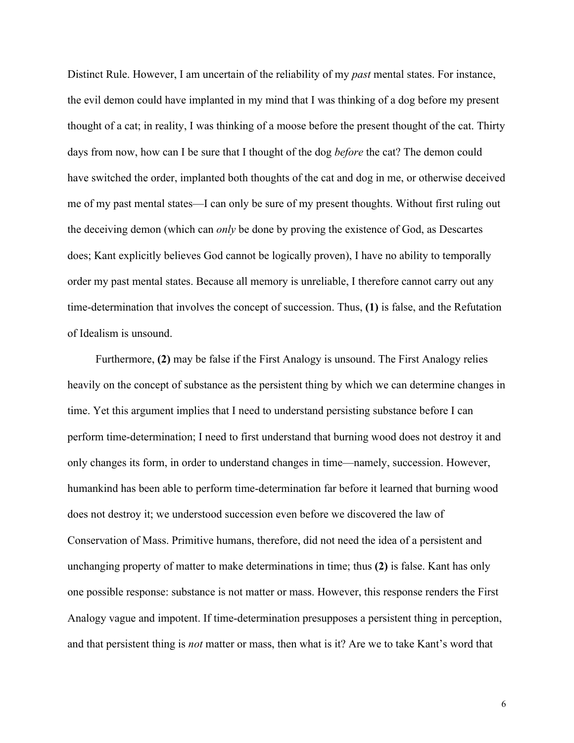Distinct Rule. However, I am uncertain of the reliability of my *past* mental states. For instance, the evil demon could have implanted in my mind that I was thinking of a dog before my present thought of a cat; in reality, I was thinking of a moose before the present thought of the cat. Thirty days from now, how can I be sure that I thought of the dog *before* the cat? The demon could have switched the order, implanted both thoughts of the cat and dog in me, or otherwise deceived me of my past mental states—I can only be sure of my present thoughts. Without first ruling out the deceiving demon (which can *only* be done by proving the existence of God, as Descartes does; Kant explicitly believes God cannot be logically proven), I have no ability to temporally order my past mental states. Because all memory is unreliable, I therefore cannot carry out any time-determination that involves the concept of succession. Thus, **(1)** is false, and the Refutation of Idealism is unsound.

Furthermore, **(2)** may be false if the First Analogy is unsound. The First Analogy relies heavily on the concept of substance as the persistent thing by which we can determine changes in time. Yet this argument implies that I need to understand persisting substance before I can perform time-determination; I need to first understand that burning wood does not destroy it and only changes its form, in order to understand changes in time—namely, succession. However, humankind has been able to perform time-determination far before it learned that burning wood does not destroy it; we understood succession even before we discovered the law of Conservation of Mass. Primitive humans, therefore, did not need the idea of a persistent and unchanging property of matter to make determinations in time; thus **(2)** is false. Kant has only one possible response: substance is not matter or mass. However, this response renders the First Analogy vague and impotent. If time-determination presupposes a persistent thing in perception, and that persistent thing is *not* matter or mass, then what is it? Are we to take Kant's word that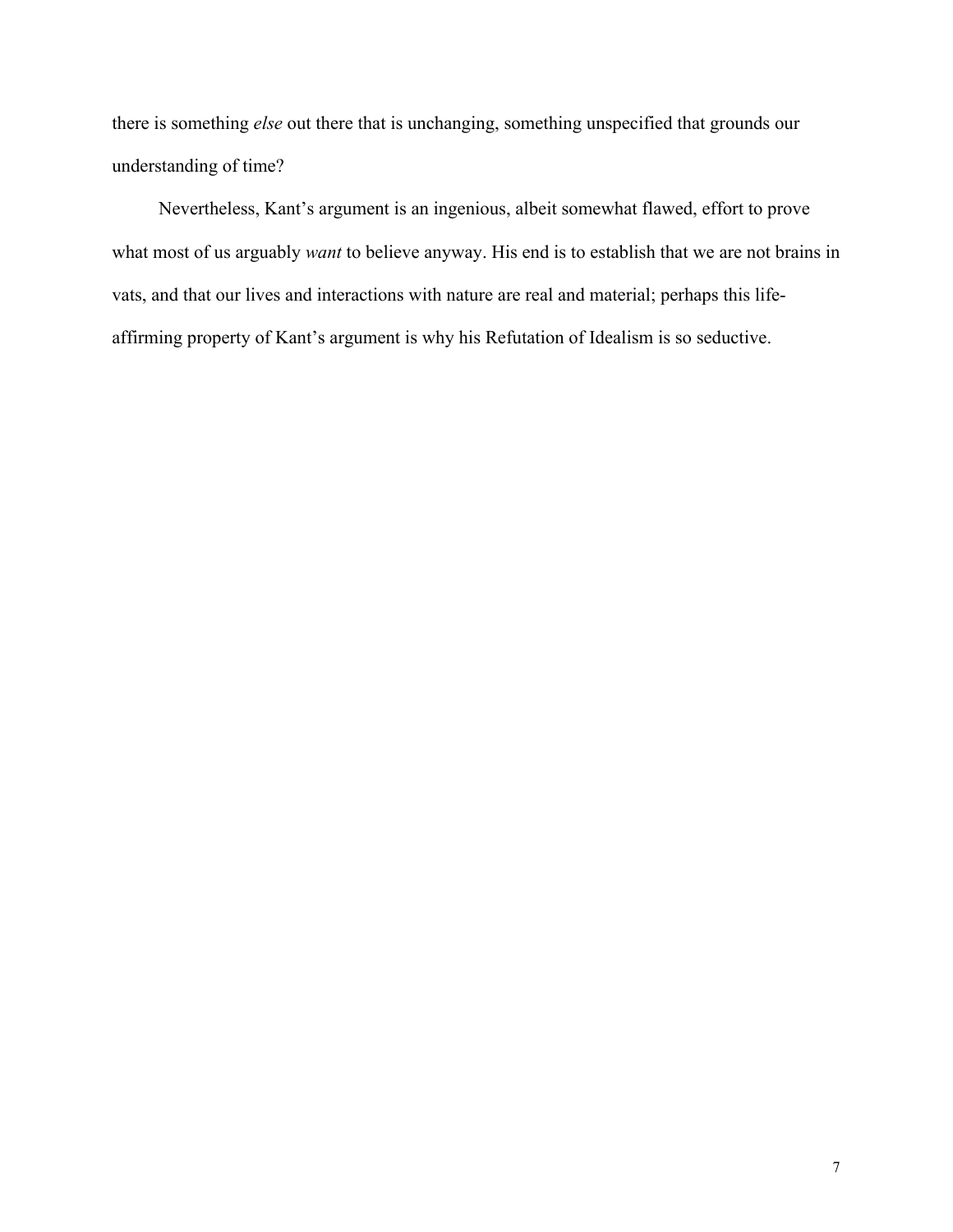there is something *else* out there that is unchanging, something unspecified that grounds our understanding of time?

Nevertheless, Kant's argument is an ingenious, albeit somewhat flawed, effort to prove what most of us arguably *want* to believe anyway. His end is to establish that we are not brains in vats, and that our lives and interactions with nature are real and material; perhaps this life-affirming property of Kant's argument is why his Refutation of Idealism is so seductive.